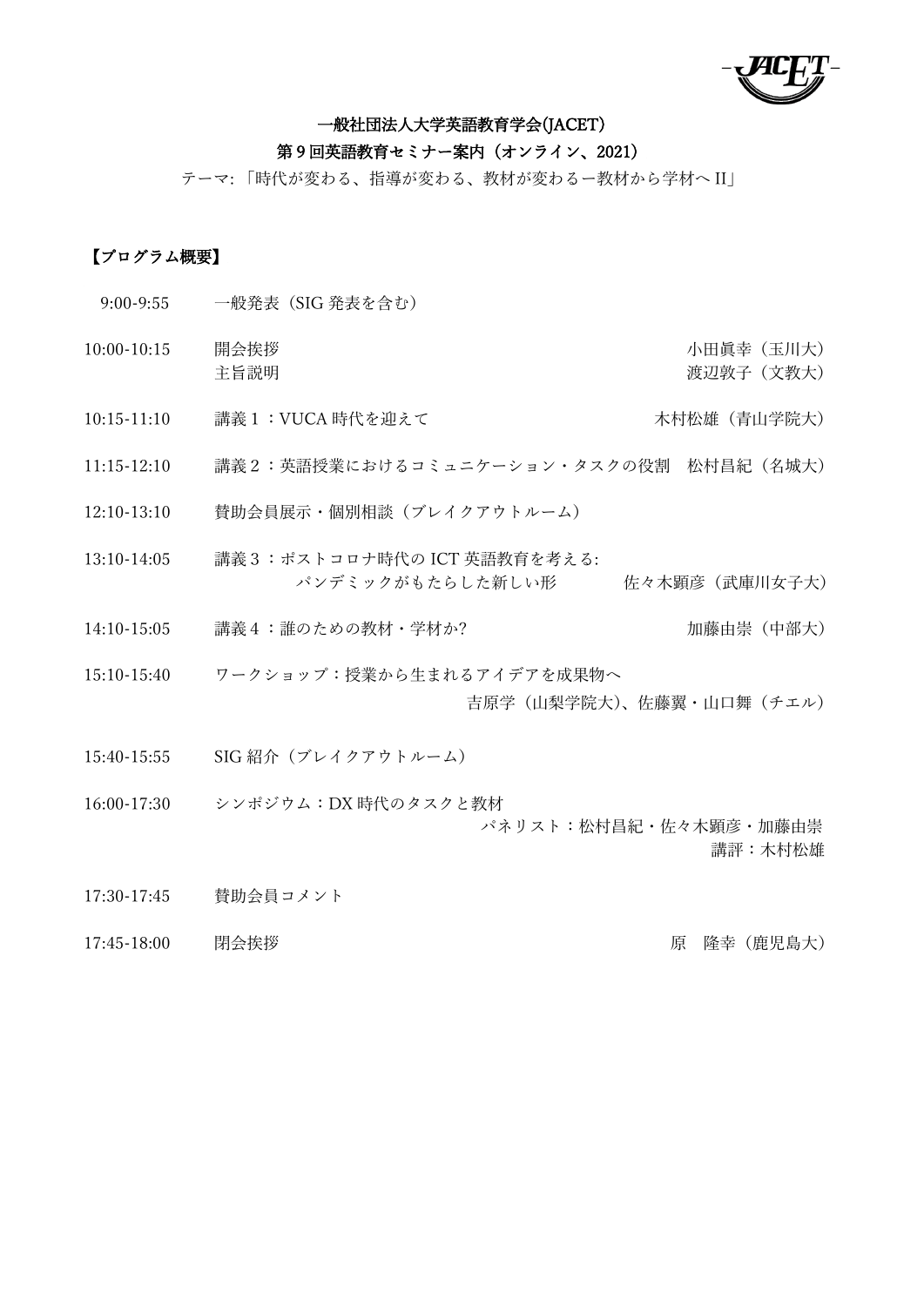**一般社団法人大学英語教育学会(JACET)**

**第 9 回英語教育セミナー案内（オンライン、2021）**

テーマ:「時代が変わる、指導が変わる、教材が変わるー教材から学材へ II」

**【プログラム概要】**

| | | |
|---|---|---|
| 9:00-9:55 | 一般発表（SIG 発表を含む） | |
| 10:00-10:15 | 開会挨拶<br>主旨説明 | 小田眞幸（玉川大）<br>渡辺敦子（文教大） |
| 10:15-11:10 | 講義 1 ：VUCA 時代を迎えて | 木村松雄（青山学院大） |
| 11:15-12:10 | 講義 2 ：英語授業におけるコミュニケーション・タスクの役割 | 松村昌紀（名城大） |
| 12:10-13:10 | 賛助会員展示・個別相談（ブレイクアウトルーム） | |
| 13:10-14:05 | 講義 3 ：ポストコロナ時代の ICT 英語教育を考える:<br>パンデミックがもたらした新しい形 | 佐々木顕彦（武庫川女子大） |
| 14:10-15:05 | 講義 4 ：誰のための教材・学材か? | 加藤由崇（中部大） |
| 15:10-15:40 | ワークショップ：授業から生まれるアイデアを成果物へ | 吉原学（山梨学院大)、佐藤翼・山口舞（チエル） |
| 15:40-15:55 | SIG 紹介（ブレイクアウトルーム） | |
| 16:00-17:30 | シンポジウム：DX 時代のタスクと教材 | パネリスト：松村昌紀・佐々木顕彦・加藤由崇<br>講評：木村松雄 |
| 17:30-17:45 | 賛助会員コメント | |
| 17:45-18:00 | 閉会挨拶 | 原　隆幸（鹿児島大） |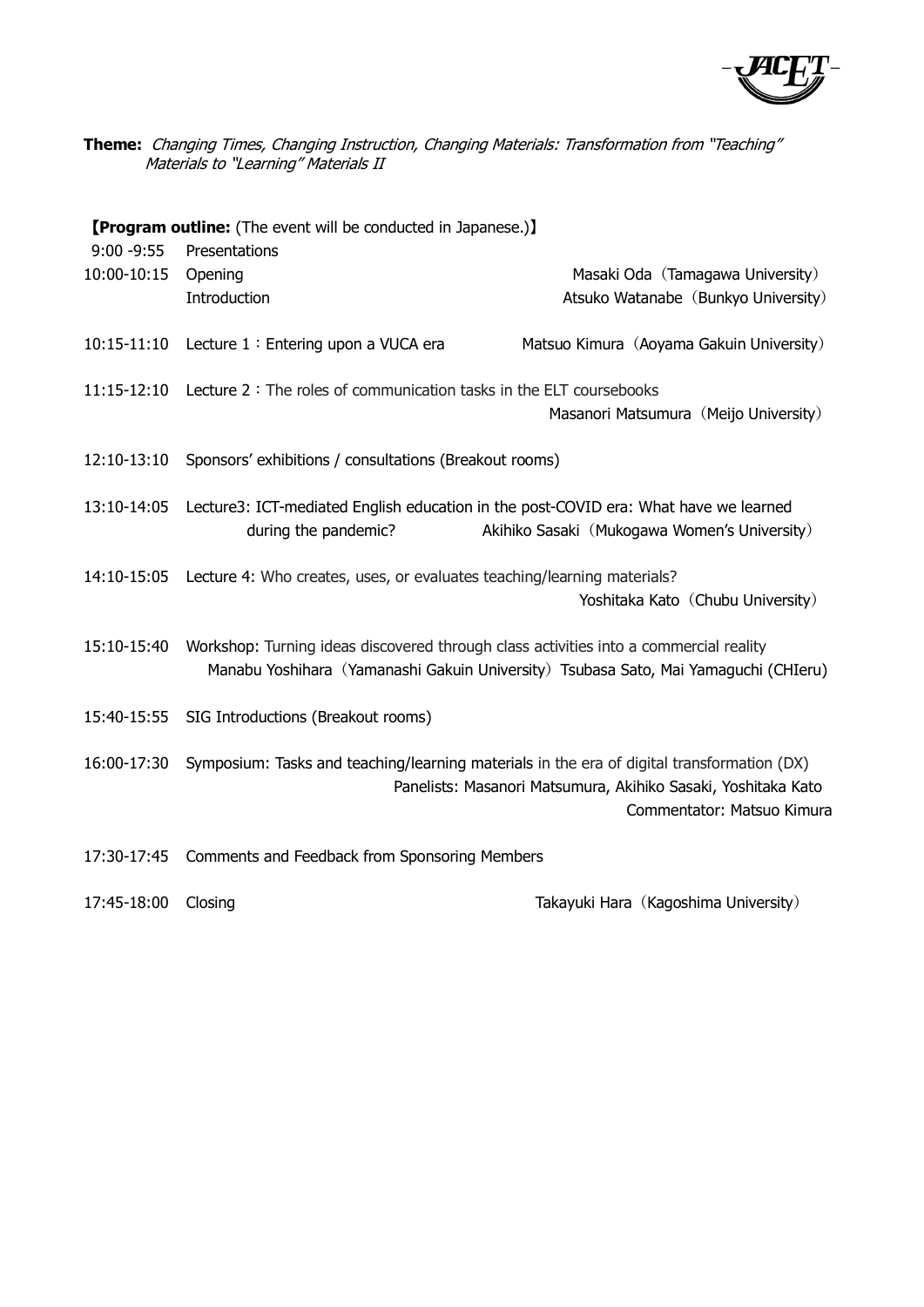**Theme:** *Changing Times, Changing Instruction, Changing Materials: Transformation from "Teaching" Materials to "Learning" Materials II*

【**Program outline:** (The event will be conducted in Japanese.)】

| | | |
|---|---|---|
| 9:00 -9:55 | Presentations | |
| 10:00-10:15 | Opening | Masaki Oda（Tamagawa University） |
| | Introduction | Atsuko Watanabe（Bunkyo University） |
| 10:15-11:10 | Lecture 1：Entering upon a VUCA era | Matsuo Kimura（Aoyama Gakuin University） |
| 11:15-12:10 | Lecture 2：The roles of communication tasks in the ELT coursebooks | Masanori Matsumura（Meijo University） |
| 12:10-13:10 | Sponsors' exhibitions / consultations (Breakout rooms) | |
| 13:10-14:05 | Lecture3: ICT-mediated English education in the post-COVID era: What have we learned during the pandemic? | Akihiko Sasaki（Mukogawa Women's University） |
| 14:10-15:05 | Lecture 4: Who creates, uses, or evaluates teaching/learning materials? | Yoshitaka Kato（Chubu University） |
| 15:10-15:40 | Workshop: Turning ideas discovered through class activities into a commercial reality | Manabu Yoshihara（Yamanashi Gakuin University）Tsubasa Sato, Mai Yamaguchi (CHIeru) |
| 15:40-15:55 | SIG Introductions (Breakout rooms) | |
| 16:00-17:30 | Symposium: Tasks and teaching/learning materials in the era of digital transformation (DX) | Panelists: Masanori Matsumura, Akihiko Sasaki, Yoshitaka Kato<br>Commentator: Matsuo Kimura |
| 17:30-17:45 | Comments and Feedback from Sponsoring Members | |
| 17:45-18:00 | Closing | Takayuki Hara（Kagoshima University） |